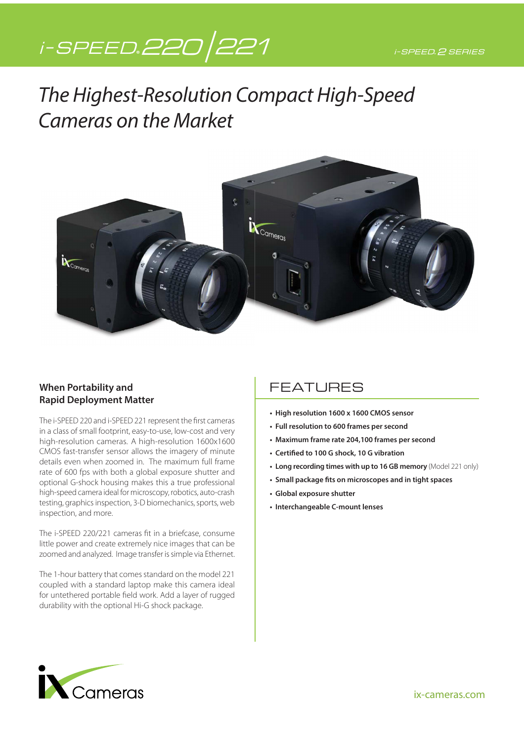# i-SPEED 220 | 221

i-SPEED 2 SERIES

## *The Highest-Resolution Compact High-Speed Cameras on the Market*

### When Portability and Rapid Deployment Matter

The i-SPEED 220 and i-SPEED 221 represent the first cameras in a class of small footprint, easy-to-use, low-cost and very high-resolution cameras. A high-resolution 1600x1600 CMOS fast-transfer sensor allows the imagery of minute details even when zoomed in. The maximum full frame rate of 600 fps with both a global exposure shutter and optional G-shock housing makes this a true professional high-speed camera ideal for microscopy, robotics, auto-crash testing, graphics inspection, 3-D biomechanics, sports, web inspection, and more.

The i-SPEED 220/221 cameras fit in a briefcase, consume little power and create extremely nice images that can be zoomed and analyzed. Image transfer is simple via Ethernet.

The 1-hour battery that comes standard on the model 221 coupled with a standard laptop make this camera ideal for untethered portable field work. Add a layer of rugged durability with the optional Hi-G shock package.

## FEATURES

- **High resolution 1600 x 1600 CMOS sensor**
- **Full resolution to 600 frames per second**
- **Maximum frame rate 204,100 frames per second**
- **Certified to 100 G shock, 10 G vibration**
- **Long recording times with up to 16 GB memory** (Model 221 only)
- **Small package fits on microscopes and in tight spaces**
- **Global exposure shutter**
- **Interchangeable C-mount lenses**

iX Cameras

ix-cameras.com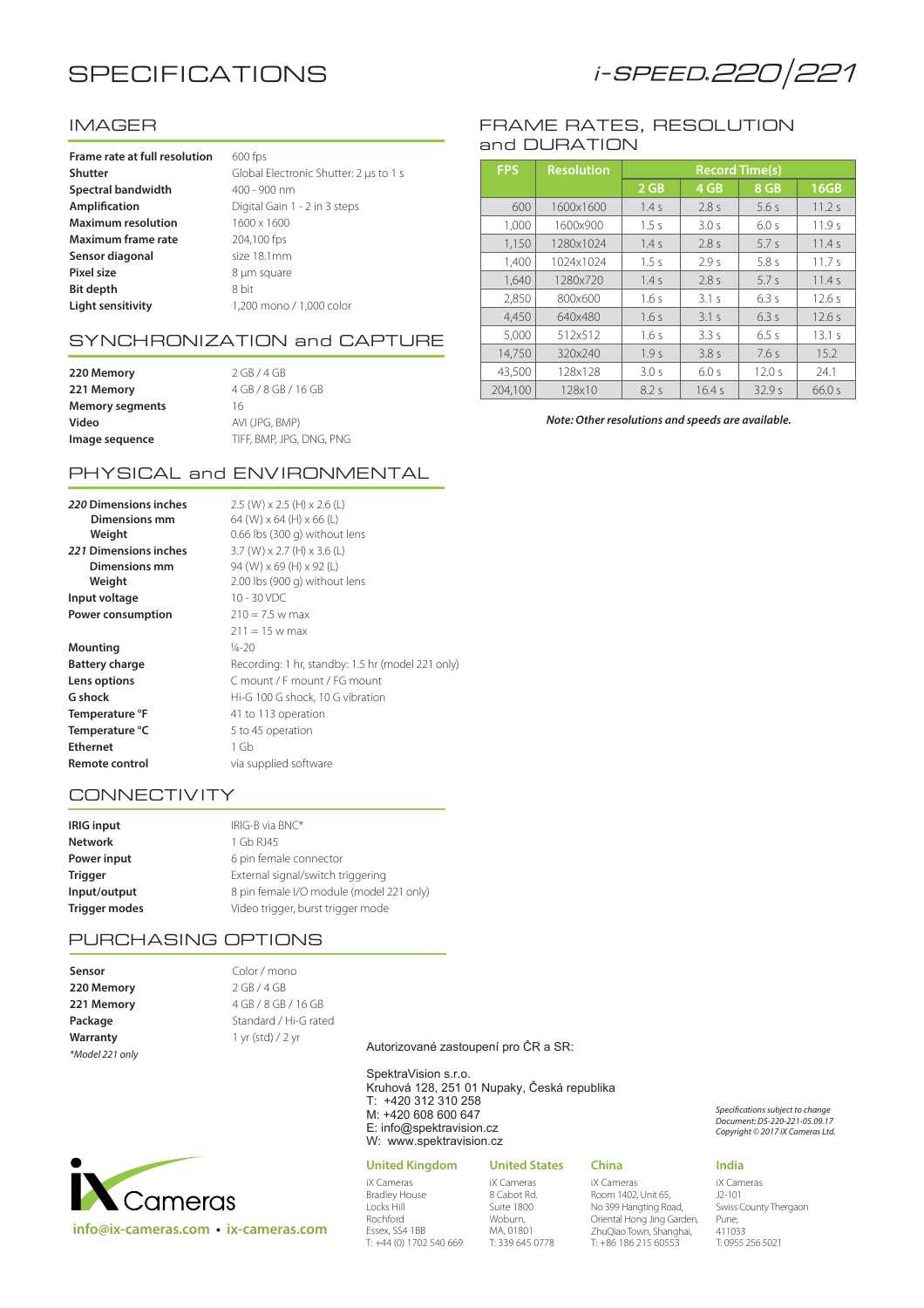# SPECIFICATIONS

*i-SPEED 220/221*

## IMAGER

| | |
|---|---|
| **Frame rate at full resolution** | 600 fps |
| **Shutter** | Global Electronic Shutter: 2 µs to 1 s |
| **Spectral bandwidth** | 400 - 900 nm |
| **Amplification** | Digital Gain 1 - 2 in 3 steps |
| **Maximum resolution** | 1600 x 1600 |
| **Maximum frame rate** | 204,100 fps |
| **Sensor diagonal** | size 18.1mm |
| **Pixel size** | 8 µm square |
| **Bit depth** | 8 bit |
| **Light sensitivity** | 1,200 mono / 1,000 color |

## SYNCHRONIZATION and CAPTURE

| | |
|---|---|
| **220 Memory** | 2 GB / 4 GB |
| **221 Memory** | 4 GB / 8 GB / 16 GB |
| **Memory segments** | 16 |
| **Video** | AVI (JPG, BMP) |
| **Image sequence** | TIFF, BMP, JPG, DNG, PNG |

## PHYSICAL and ENVIRONMENTAL

| | |
|---|---|
| ***220* Dimensions inches** | 2.5 (W) x 2.5 (H) x 2.6 (L) |
| **Dimensions mm** | 64 (W) x 64 (H) x 66 (L) |
| **Weight** | 0.66 lbs (300 g) without lens |
| ***221* Dimensions inches** | 3.7 (W) x 2.7 (H) x 3.6 (L) |
| **Dimensions mm** | 94 (W) x 69 (H) x 92 (L) |
| **Weight** | 2.00 lbs (900 g) without lens |
| **Input voltage** | 10 - 30 VDC |
| **Power consumption** | 210 = 7.5 w max |
| | 211 = 15 w max |
| **Mounting** | ¼-20 |
| **Battery charge** | Recording: 1 hr, standby: 1.5 hr (model 221 only) |
| **Lens options** | C mount / F mount / FG mount |
| **G shock** | Hi-G 100 G shock, 10 G vibration |
| **Temperature °F** | 41 to 113 operation |
| **Temperature °C** | 5 to 45 operation |
| **Ethernet** | 1 Gb |
| **Remote control** | via supplied software |

## CONNECTIVITY

| | |
|---|---|
| **IRIG input** | IRIG-B via BNC* |
| **Network** | 1 Gb RJ45 |
| **Power input** | 6 pin female connector |
| **Trigger** | External signal/switch triggering |
| **Input/output** | 8 pin female I/O module (model 221 only) |
| **Trigger modes** | Video trigger, burst trigger mode |

## PURCHASING OPTIONS

| | |
|---|---|
| **Sensor** | Color / mono |
| **220 Memory** | 2 GB / 4 GB |
| **221 Memory** | 4 GB / 8 GB / 16 GB |
| **Package** | Standard / Hi-G rated |
| **Warranty** | 1 yr (std) / 2 yr |

*\*Model 221 only*

## FRAME RATES, RESOLUTION and DURATION

| FPS | Resolution | Record Time(s) | | | |
|---|---|---|---|---|---|
| | | 2 GB | 4 GB | 8 GB | 16GB |
| 600 | 1600x1600 | 1.4 s | 2.8 s | 5.6 s | 11.2 s |
| 1,000 | 1600x900 | 1.5 s | 3.0 s | 6.0 s | 11.9 s |
| 1,150 | 1280x1024 | 1.4 s | 2.8 s | 5.7 s | 11.4 s |
| 1,400 | 1024x1024 | 1.5 s | 2.9 s | 5.8 s | 11.7 s |
| 1,640 | 1280x720 | 1.4 s | 2.8 s | 5.7 s | 11.4 s |
| 2,850 | 800x600 | 1.6 s | 3.1 s | 6.3 s | 12.6 s |
| 4,450 | 640x480 | 1.6 s | 3.1 s | 6.3 s | 12.6 s |
| 5,000 | 512x512 | 1.6 s | 3.3 s | 6.5 s | 13.1 s |
| 14,750 | 320x240 | 1.9 s | 3.8 s | 7.6 s | 15.2 |
| 43,500 | 128x128 | 3.0 s | 6.0 s | 12.0 s | 24.1 |
| 204,100 | 128x10 | 8.2 s | 16.4 s | 32.9 s | 66.0 s |

***Note: Other resolutions and speeds are available.***

Autorizované zastoupení pro ČR a SR:

SpektraVision s.r.o.
Kruhová 128, 251 01 Nupaky, Česká republika
T: +420 312 310 258
M: +420 608 600 647
E: info@spektravision.cz
W: www.spektravision.cz

*Specifications subject to change*
*Document: DS-220-221-05.09.17*
*Copyright © 2017 iX Cameras Ltd.*

iX Cameras

**info@ix-cameras.com • ix-cameras.com**

**United Kingdom**
iX Cameras
Bradley House
Locks Hill
Rochford
Essex, SS4 1BB
T: +44 (0) 1702 540 669

**United States**
iX Cameras
8 Cabot Rd.
Suite 1800
Woburn,
MA, 01801
T: 339 645 0778

**China**
iX Cameras
Room 1402, Unit 65,
No 399 Hangting Road,
Oriental Hong Jing Garden,
ZhuQiao Town, Shanghai,
T: +86 186 215 60553

**India**
iX Cameras
J2-101
Swiss County Thergaon
Pune,
411033
T: 0955 256 5021